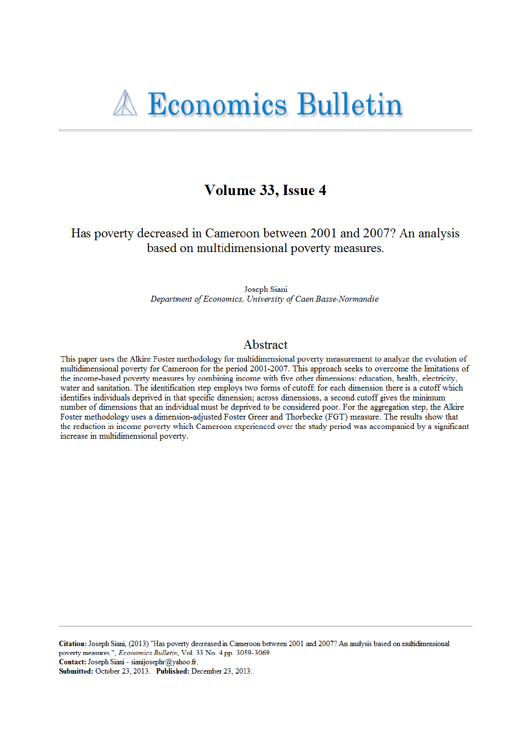# Economics Bulletin

## Volume 33, Issue 4

### Has poverty decreased in Cameroon between 2001 and 2007? An analysis based on multidimensional poverty measures.

Joseph Siani
*Department of Economics, University of Caen Basse-Normandie*

## Abstract

This paper uses the Alkire Foster methodology for multidimensional poverty measurement to analyze the evolution of multidimensional poverty for Cameroon for the period 2001-2007. This approach seeks to overcome the limitations of the income-based poverty measures by combining income with five other dimensions: education, health, electricity, water and sanitation. The identification step employs two forms of cutoff: for each dimension there is a cutoff which identifies individuals deprived in that specific dimension; across dimensions, a second cutoff gives the minimum number of dimensions that an individual must be deprived to be considered poor. For the aggregation step, the Alkire Foster methodology uses a dimension-adjusted Foster Greer and Thorbecke (FGT) measure. The results show that the reduction in income poverty which Cameroon experienced over the study period was accompanied by a significant increase in multidimensional poverty.

**Citation:** Joseph Siani, (2013) "Has poverty decreased in Cameroon between 2001 and 2007? An analysis based on multidimensional poverty measures.", *Economics Bulletin*, Vol. 33 No. 4 pp. 3059-3069.
**Contact:** Joseph Siani - sianijosephr@yahoo.fr.
**Submitted:** October 23, 2013. **Published:** December 23, 2013.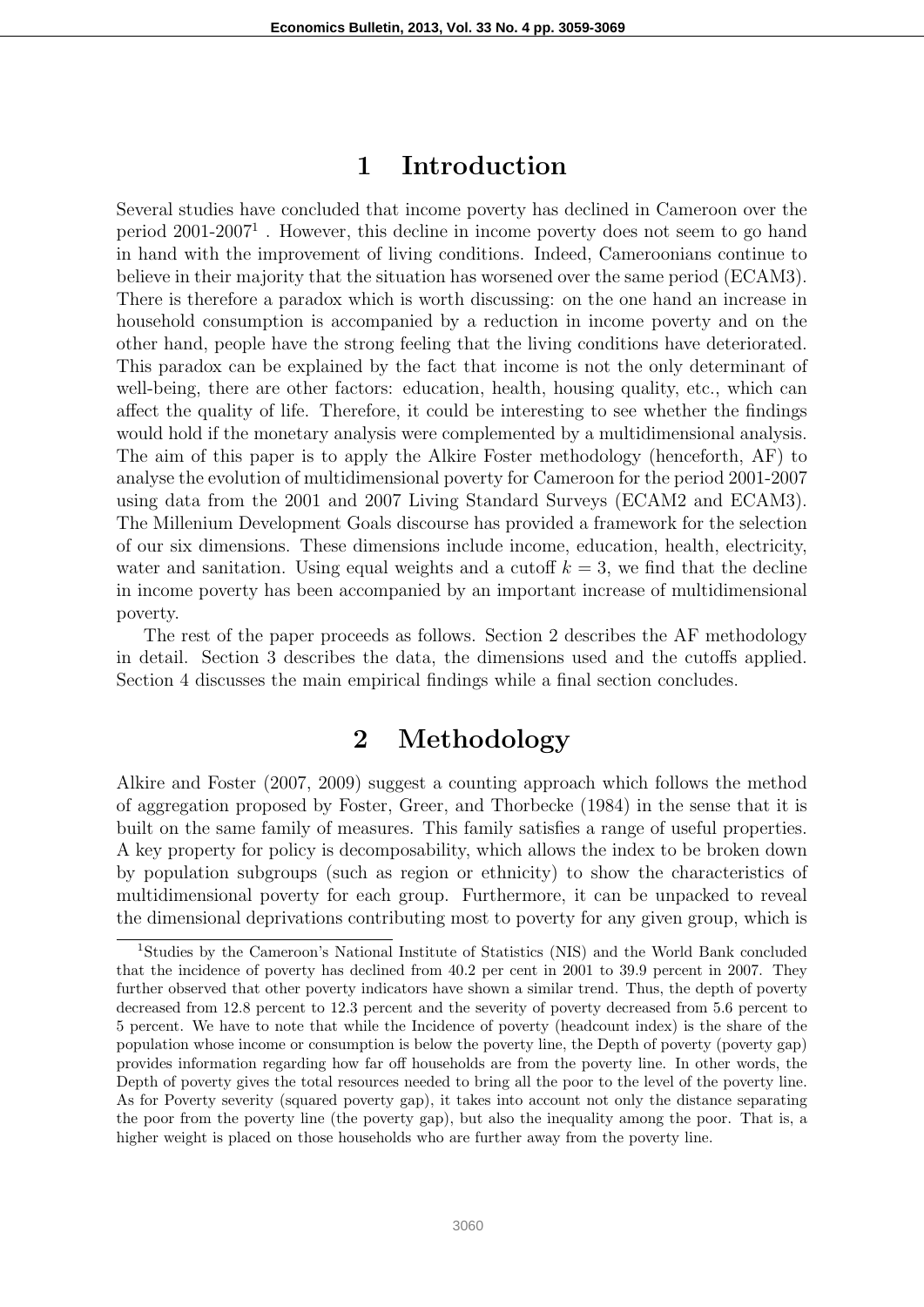# 1 Introduction

Several studies have concluded that income poverty has declined in Cameroon over the period 2001-2007[1] . However, this decline in income poverty does not seem to go hand in hand with the improvement of living conditions. Indeed, Cameroonians continue to believe in their majority that the situation has worsened over the same period (ECAM3). There is therefore a paradox which is worth discussing: on the one hand an increase in household consumption is accompanied by a reduction in income poverty and on the other hand, people have the strong feeling that the living conditions have deteriorated. This paradox can be explained by the fact that income is not the only determinant of well-being, there are other factors: education, health, housing quality, etc., which can affect the quality of life. Therefore, it could be interesting to see whether the findings would hold if the monetary analysis were complemented by a multidimensional analysis. The aim of this paper is to apply the Alkire Foster methodology (henceforth, AF) to analyse the evolution of multidimensional poverty for Cameroon for the period 2001-2007 using data from the 2001 and 2007 Living Standard Surveys (ECAM2 and ECAM3). The Millenium Development Goals discourse has provided a framework for the selection of our six dimensions. These dimensions include income, education, health, electricity, water and sanitation. Using equal weights and a cutoff $k = 3$, we find that the decline in income poverty has been accompanied by an important increase of multidimensional poverty.

The rest of the paper proceeds as follows. Section 2 describes the AF methodology in detail. Section 3 describes the data, the dimensions used and the cutoffs applied. Section 4 discusses the main empirical findings while a final section concludes.

# 2 Methodology

Alkire and Foster (2007, 2009) suggest a counting approach which follows the method of aggregation proposed by Foster, Greer, and Thorbecke (1984) in the sense that it is built on the same family of measures. This family satisfies a range of useful properties. A key property for policy is decomposability, which allows the index to be broken down by population subgroups (such as region or ethnicity) to show the characteristics of multidimensional poverty for each group. Furthermore, it can be unpacked to reveal the dimensional deprivations contributing most to poverty for any given group, which is

[1] Studies by the Cameroon's National Institute of Statistics (NIS) and the World Bank concluded that the incidence of poverty has declined from 40.2 per cent in 2001 to 39.9 percent in 2007. They further observed that other poverty indicators have shown a similar trend. Thus, the depth of poverty decreased from 12.8 percent to 12.3 percent and the severity of poverty decreased from 5.6 percent to 5 percent. We have to note that while the Incidence of poverty (headcount index) is the share of the population whose income or consumption is below the poverty line, the Depth of poverty (poverty gap) provides information regarding how far off households are from the poverty line. In other words, the Depth of poverty gives the total resources needed to bring all the poor to the level of the poverty line. As for Poverty severity (squared poverty gap), it takes into account not only the distance separating the poor from the poverty line (the poverty gap), but also the inequality among the poor. That is, a higher weight is placed on those households who are further away from the poverty line.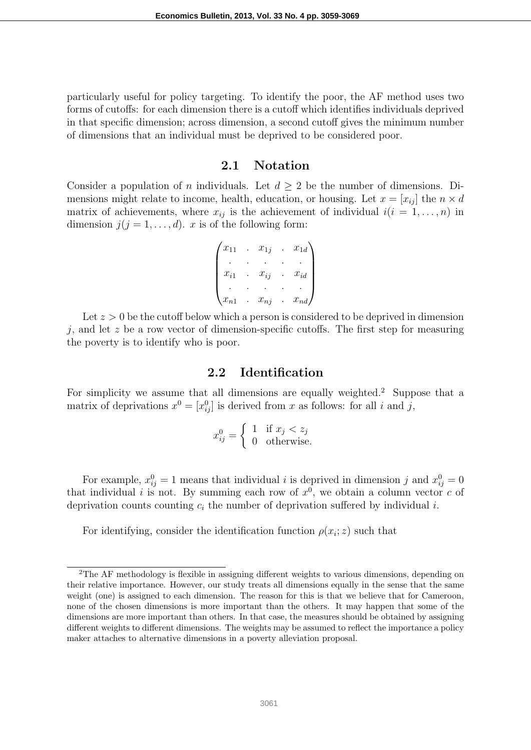particularly useful for policy targeting. To identify the poor, the AF method uses two forms of cutoffs: for each dimension there is a cutoff which identifies individuals deprived in that specific dimension; across dimension, a second cutoff gives the minimum number of dimensions that an individual must be deprived to be considered poor.

## 2.1 Notation

Consider a population of $n$ individuals. Let $d \geq 2$ be the number of dimensions. Dimensions might relate to income, health, education, or housing. Let $x = [x_{ij}]$ the $n \times d$ matrix of achievements, where $x_{ij}$ is the achievement of individual $i(i = 1, \ldots, n)$ in dimension $j(j = 1, \ldots, d)$. $x$ is of the following form:

$$\begin{pmatrix} x_{11} & . & x_{1j} & . & x_{1d} \\ . & . & . & . & . \\ x_{i1} & . & x_{ij} & . & x_{id} \\ . & . & . & . & . \\ x_{n1} & . & x_{nj} & . & x_{nd} \end{pmatrix}$$

Let $z > 0$ be the cutoff below which a person is considered to be deprived in dimension $j$, and let $z$ be a row vector of dimension-specific cutoffs. The first step for measuring the poverty is to identify who is poor.

## 2.2 Identification

For simplicity we assume that all dimensions are equally weighted.[2] Suppose that a matrix of deprivations $x^0 = [x^0_{ij}]$ is derived from $x$ as follows: for all $i$ and $j$,

$$x^0_{ij} = \begin{cases} 1 & \text{if } x_j < z_j \\ 0 & \text{otherwise.} \end{cases}$$

For example, $x^0_{ij} = 1$ means that individual $i$ is deprived in dimension $j$ and $x^0_{ij} = 0$ that individual $i$ is not. By summing each row of $x^0$, we obtain a column vector $c$ of deprivation counts counting $c_i$ the number of deprivation suffered by individual $i$.

For identifying, consider the identification function $\rho(x_i; z)$ such that

[2]The AF methodology is flexible in assigning different weights to various dimensions, depending on their relative importance. However, our study treats all dimensions equally in the sense that the same weight (one) is assigned to each dimension. The reason for this is that we believe that for Cameroon, none of the chosen dimensions is more important than the others. It may happen that some of the dimensions are more important than others. In that case, the measures should be obtained by assigning different weights to different dimensions. The weights may be assumed to reflect the importance a policy maker attaches to alternative dimensions in a poverty alleviation proposal.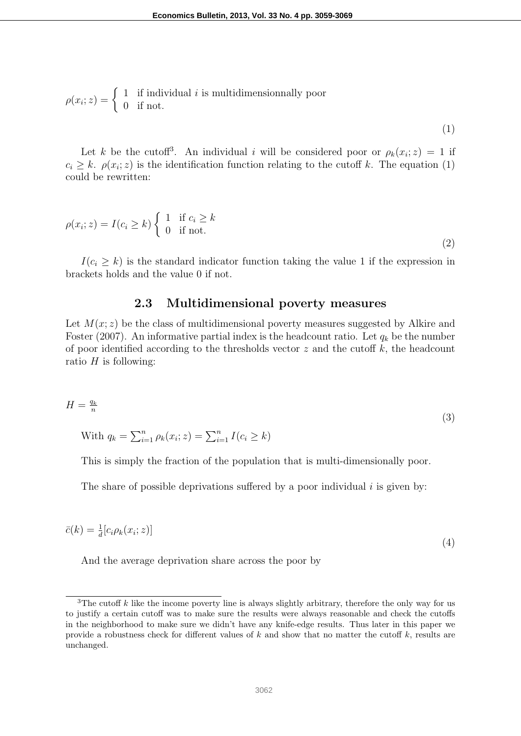$$\rho(x_i; z) = \begin{cases} 1 & \text{if individual } i \text{ is multidimensionnally poor} \\ 0 & \text{if not.} \end{cases} \tag{1}$$

Let $k$ be the cutoff[3]. An individual $i$ will be considered poor or $\rho_k(x_i; z) = 1$ if $c_i \geq k$. $\rho(x_i; z)$ is the identification function relating to the cutoff $k$. The equation (1) could be rewritten:

$$\rho(x_i; z) = I(c_i \geq k) \begin{cases} 1 & \text{if } c_i \geq k \\ 0 & \text{if not.} \end{cases} \tag{2}$$

$I(c_i \geq k)$ is the standard indicator function taking the value 1 if the expression in brackets holds and the value 0 if not.

### 2.3 Multidimensional poverty measures

Let $M(x; z)$ be the class of multidimensional poverty measures suggested by Alkire and Foster (2007). An informative partial index is the headcount ratio. Let $q_k$ be the number of poor identified according to the thresholds vector $z$ and the cutoff $k$, the headcount ratio $H$ is following:

$$H = \frac{q_k}{n} \tag{3}$$

With $q_k = \sum_{i=1}^{n} \rho_k(x_i; z) = \sum_{i=1}^{n} I(c_i \geq k)$

This is simply the fraction of the population that is multi-dimensionally poor.

The share of possible deprivations suffered by a poor individual $i$ is given by:

$$\bar{c}(k) = \frac{1}{d}[c_i \rho_k(x_i; z)] \tag{4}$$

And the average deprivation share across the poor by

[3] The cutoff $k$ like the income poverty line is always slightly arbitrary, therefore the only way for us to justify a certain cutoff was to make sure the results were always reasonable and check the cutoffs in the neighborhood to make sure we didn't have any knife-edge results. Thus later in this paper we provide a robustness check for different values of $k$ and show that no matter the cutoff $k$, results are unchanged.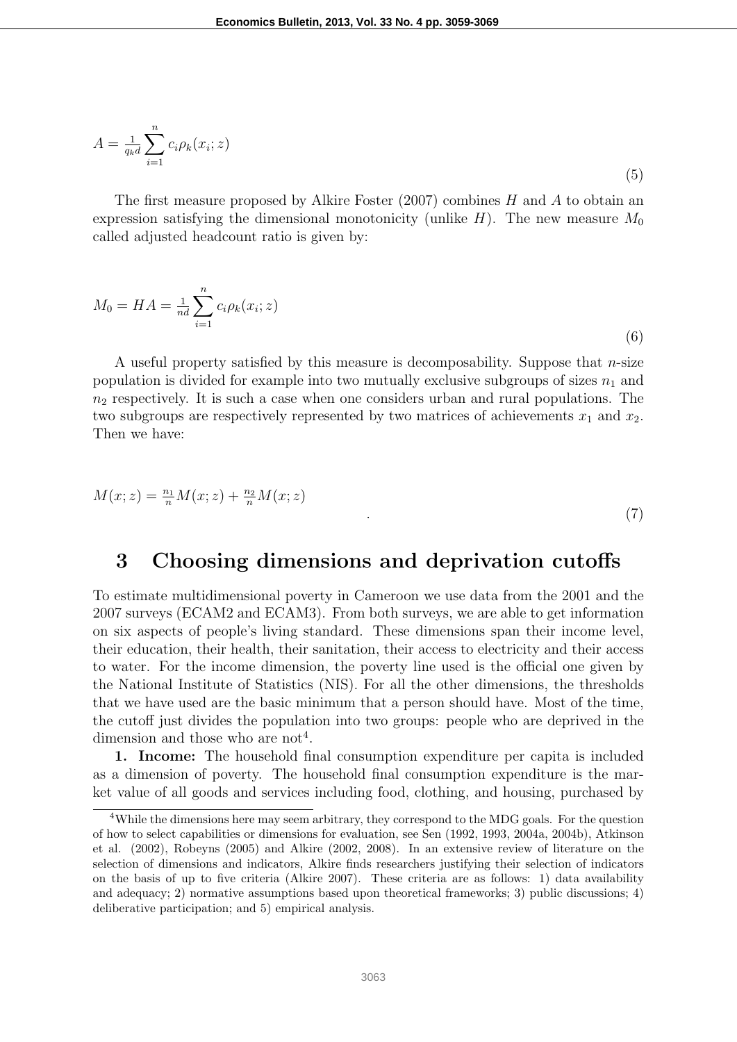$$A = \frac{1}{q_k d} \sum_{i=1}^{n} c_i \rho_k(x_i; z) \tag{5}$$

The first measure proposed by Alkire Foster (2007) combines $H$ and $A$ to obtain an expression satisfying the dimensional monotonicity (unlike $H$). The new measure $M_0$ called adjusted headcount ratio is given by:

$$M_0 = HA = \frac{1}{nd} \sum_{i=1}^{n} c_i \rho_k(x_i; z) \tag{6}$$

A useful property satisfied by this measure is decomposability. Suppose that $n$-size population is divided for example into two mutually exclusive subgroups of sizes $n_1$ and $n_2$ respectively. It is such a case when one considers urban and rural populations. The two subgroups are respectively represented by two matrices of achievements $x_1$ and $x_2$. Then we have:

$$M(x; z) = \frac{n_1}{n} M(x; z) + \frac{n_2}{n} M(x; z) \tag{7}$$

# 3 Choosing dimensions and deprivation cutoffs

To estimate multidimensional poverty in Cameroon we use data from the 2001 and the 2007 surveys (ECAM2 and ECAM3). From both surveys, we are able to get information on six aspects of people's living standard. These dimensions span their income level, their education, their health, their sanitation, their access to electricity and their access to water. For the income dimension, the poverty line used is the official one given by the National Institute of Statistics (NIS). For all the other dimensions, the thresholds that we have used are the basic minimum that a person should have. Most of the time, the cutoff just divides the population into two groups: people who are deprived in the dimension and those who are not[4].

**1. Income:** The household final consumption expenditure per capita is included as a dimension of poverty. The household final consumption expenditure is the market value of all goods and services including food, clothing, and housing, purchased by

[4] While the dimensions here may seem arbitrary, they correspond to the MDG goals. For the question of how to select capabilities or dimensions for evaluation, see Sen (1992, 1993, 2004a, 2004b), Atkinson et al. (2002), Robeyns (2005) and Alkire (2002, 2008). In an extensive review of literature on the selection of dimensions and indicators, Alkire finds researchers justifying their selection of indicators on the basis of up to five criteria (Alkire 2007). These criteria are as follows: 1) data availability and adequacy; 2) normative assumptions based upon theoretical frameworks; 3) public discussions; 4) deliberative participation; and 5) empirical analysis.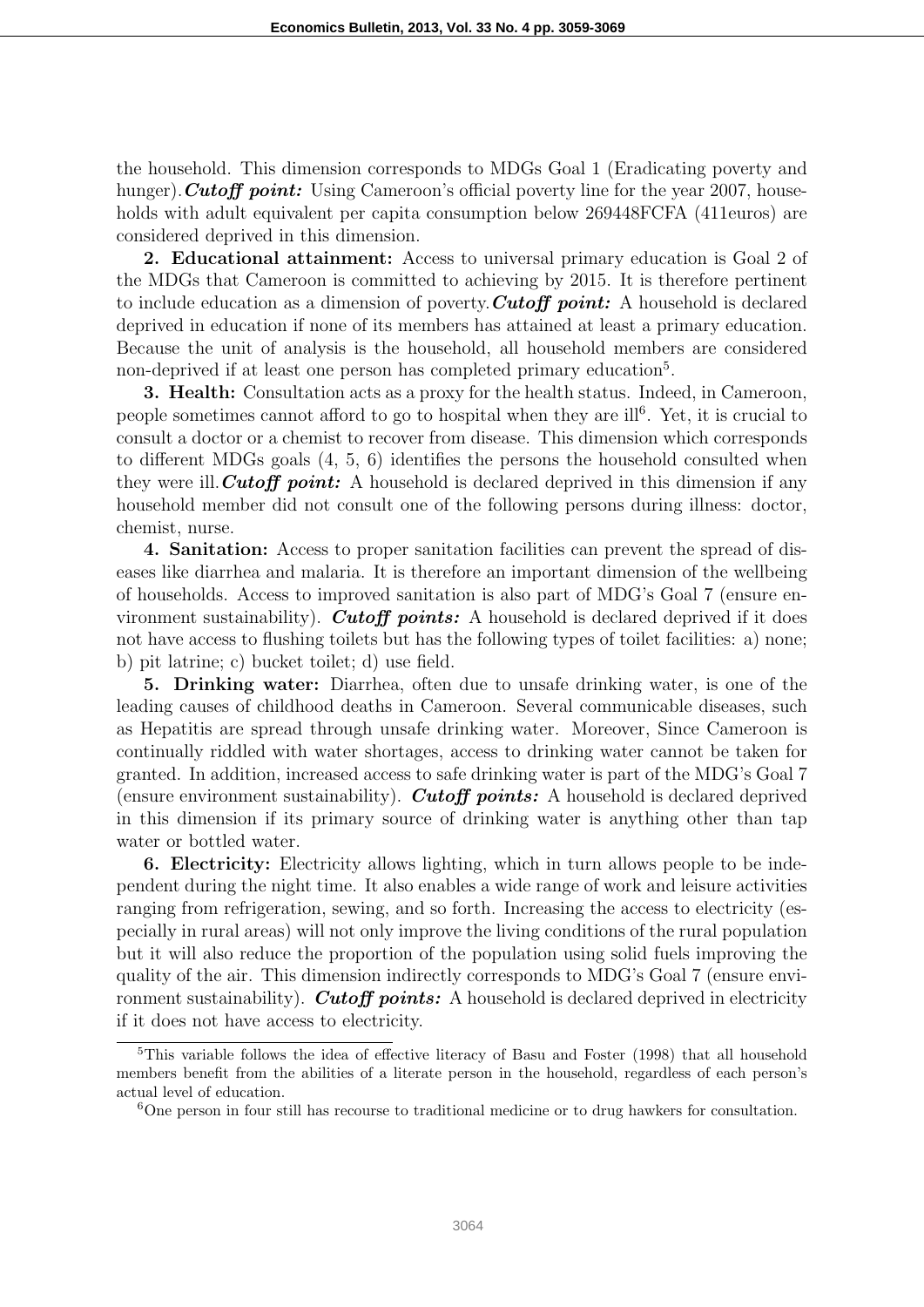the household. This dimension corresponds to MDGs Goal 1 (Eradicating poverty and hunger).***Cutoff point:*** Using Cameroon's official poverty line for the year 2007, households with adult equivalent per capita consumption below 269448FCFA (411euros) are considered deprived in this dimension.

**2. Educational attainment:** Access to universal primary education is Goal 2 of the MDGs that Cameroon is committed to achieving by 2015. It is therefore pertinent to include education as a dimension of poverty.***Cutoff point:*** A household is declared deprived in education if none of its members has attained at least a primary education. Because the unit of analysis is the household, all household members are considered non-deprived if at least one person has completed primary education[5].

**3. Health:** Consultation acts as a proxy for the health status. Indeed, in Cameroon, people sometimes cannot afford to go to hospital when they are ill[6]. Yet, it is crucial to consult a doctor or a chemist to recover from disease. This dimension which corresponds to different MDGs goals (4, 5, 6) identifies the persons the household consulted when they were ill.***Cutoff point:*** A household is declared deprived in this dimension if any household member did not consult one of the following persons during illness: doctor, chemist, nurse.

**4. Sanitation:** Access to proper sanitation facilities can prevent the spread of diseases like diarrhea and malaria. It is therefore an important dimension of the wellbeing of households. Access to improved sanitation is also part of MDG's Goal 7 (ensure environment sustainability). ***Cutoff points:*** A household is declared deprived if it does not have access to flushing toilets but has the following types of toilet facilities: a) none; b) pit latrine; c) bucket toilet; d) use field.

**5. Drinking water:** Diarrhea, often due to unsafe drinking water, is one of the leading causes of childhood deaths in Cameroon. Several communicable diseases, such as Hepatitis are spread through unsafe drinking water. Moreover, Since Cameroon is continually riddled with water shortages, access to drinking water cannot be taken for granted. In addition, increased access to safe drinking water is part of the MDG's Goal 7 (ensure environment sustainability). ***Cutoff points:*** A household is declared deprived in this dimension if its primary source of drinking water is anything other than tap water or bottled water.

**6. Electricity:** Electricity allows lighting, which in turn allows people to be independent during the night time. It also enables a wide range of work and leisure activities ranging from refrigeration, sewing, and so forth. Increasing the access to electricity (especially in rural areas) will not only improve the living conditions of the rural population but it will also reduce the proportion of the population using solid fuels improving the quality of the air. This dimension indirectly corresponds to MDG's Goal 7 (ensure environment sustainability). ***Cutoff points:*** A household is declared deprived in electricity if it does not have access to electricity.

---

[5]This variable follows the idea of effective literacy of Basu and Foster (1998) that all household members benefit from the abilities of a literate person in the household, regardless of each person's actual level of education.

[6]One person in four still has recourse to traditional medicine or to drug hawkers for consultation.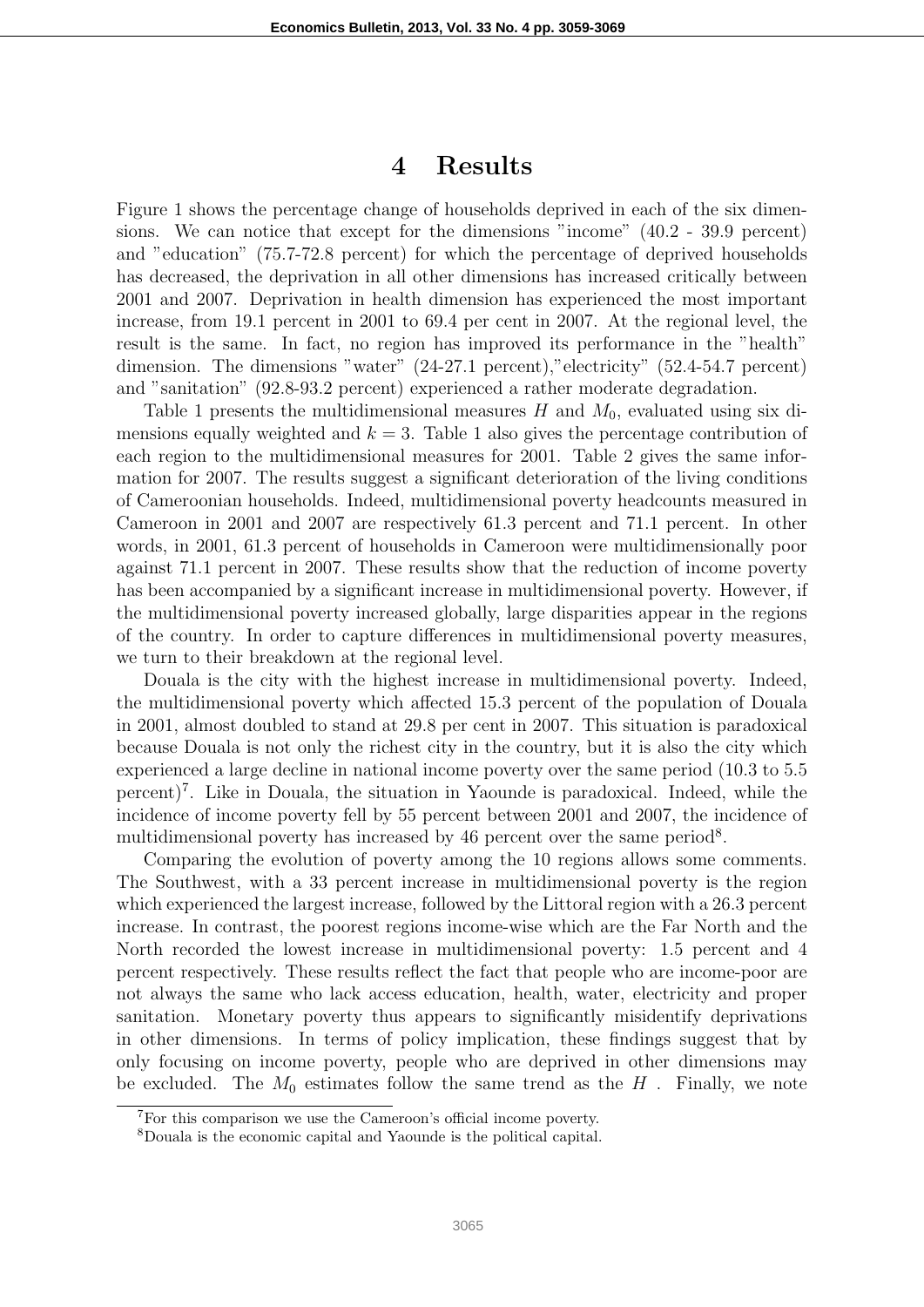# 4 Results

Figure 1 shows the percentage change of households deprived in each of the six dimensions. We can notice that except for the dimensions "income" (40.2 - 39.9 percent) and "education" (75.7-72.8 percent) for which the percentage of deprived households has decreased, the deprivation in all other dimensions has increased critically between 2001 and 2007. Deprivation in health dimension has experienced the most important increase, from 19.1 percent in 2001 to 69.4 per cent in 2007. At the regional level, the result is the same. In fact, no region has improved its performance in the "health" dimension. The dimensions "water" (24-27.1 percent),"electricity" (52.4-54.7 percent) and "sanitation" (92.8-93.2 percent) experienced a rather moderate degradation.

Table 1 presents the multidimensional measures $H$ and $M_0$, evaluated using six dimensions equally weighted and $k = 3$. Table 1 also gives the percentage contribution of each region to the multidimensional measures for 2001. Table 2 gives the same information for 2007. The results suggest a significant deterioration of the living conditions of Cameroonian households. Indeed, multidimensional poverty headcounts measured in Cameroon in 2001 and 2007 are respectively 61.3 percent and 71.1 percent. In other words, in 2001, 61.3 percent of households in Cameroon were multidimensionally poor against 71.1 percent in 2007. These results show that the reduction of income poverty has been accompanied by a significant increase in multidimensional poverty. However, if the multidimensional poverty increased globally, large disparities appear in the regions of the country. In order to capture differences in multidimensional poverty measures, we turn to their breakdown at the regional level.

Douala is the city with the highest increase in multidimensional poverty. Indeed, the multidimensional poverty which affected 15.3 percent of the population of Douala in 2001, almost doubled to stand at 29.8 per cent in 2007. This situation is paradoxical because Douala is not only the richest city in the country, but it is also the city which experienced a large decline in national income poverty over the same period (10.3 to 5.5 percent)[7]. Like in Douala, the situation in Yaounde is paradoxical. Indeed, while the incidence of income poverty fell by 55 percent between 2001 and 2007, the incidence of multidimensional poverty has increased by 46 percent over the same period[8].

Comparing the evolution of poverty among the 10 regions allows some comments. The Southwest, with a 33 percent increase in multidimensional poverty is the region which experienced the largest increase, followed by the Littoral region with a 26.3 percent increase. In contrast, the poorest regions income-wise which are the Far North and the North recorded the lowest increase in multidimensional poverty: 1.5 percent and 4 percent respectively. These results reflect the fact that people who are income-poor are not always the same who lack access education, health, water, electricity and proper sanitation. Monetary poverty thus appears to significantly misidentify deprivations in other dimensions. In terms of policy implication, these findings suggest that by only focusing on income poverty, people who are deprived in other dimensions may be excluded. The $M_0$ estimates follow the same trend as the $H$ . Finally, we note

[7] For this comparison we use the Cameroon's official income poverty.

[8] Douala is the economic capital and Yaounde is the political capital.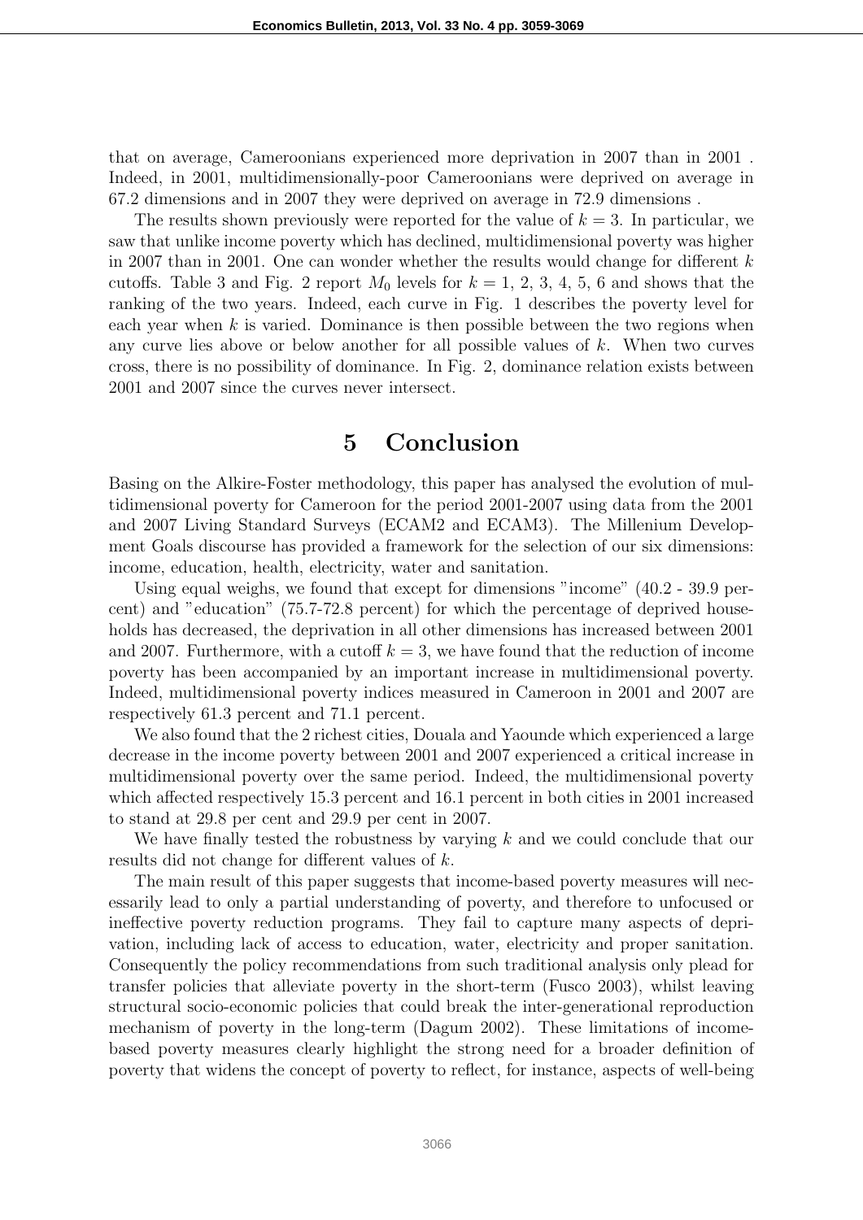that on average, Cameroonians experienced more deprivation in 2007 than in 2001 . Indeed, in 2001, multidimensionally-poor Cameroonians were deprived on average in 67.2 dimensions and in 2007 they were deprived on average in 72.9 dimensions .

The results shown previously were reported for the value of $k = 3$. In particular, we saw that unlike income poverty which has declined, multidimensional poverty was higher in 2007 than in 2001. One can wonder whether the results would change for different $k$ cutoffs. Table 3 and Fig. 2 report $M_0$ levels for $k = 1, 2, 3, 4, 5, 6$ and shows that the ranking of the two years. Indeed, each curve in Fig. 1 describes the poverty level for each year when $k$ is varied. Dominance is then possible between the two regions when any curve lies above or below another for all possible values of $k$. When two curves cross, there is no possibility of dominance. In Fig. 2, dominance relation exists between 2001 and 2007 since the curves never intersect.

# 5 Conclusion

Basing on the Alkire-Foster methodology, this paper has analysed the evolution of multidimensional poverty for Cameroon for the period 2001-2007 using data from the 2001 and 2007 Living Standard Surveys (ECAM2 and ECAM3). The Millenium Development Goals discourse has provided a framework for the selection of our six dimensions: income, education, health, electricity, water and sanitation.

Using equal weighs, we found that except for dimensions "income" (40.2 - 39.9 percent) and "education" (75.7-72.8 percent) for which the percentage of deprived households has decreased, the deprivation in all other dimensions has increased between 2001 and 2007. Furthermore, with a cutoff $k = 3$, we have found that the reduction of income poverty has been accompanied by an important increase in multidimensional poverty. Indeed, multidimensional poverty indices measured in Cameroon in 2001 and 2007 are respectively 61.3 percent and 71.1 percent.

We also found that the 2 richest cities, Douala and Yaounde which experienced a large decrease in the income poverty between 2001 and 2007 experienced a critical increase in multidimensional poverty over the same period. Indeed, the multidimensional poverty which affected respectively 15.3 percent and 16.1 percent in both cities in 2001 increased to stand at 29.8 per cent and 29.9 per cent in 2007.

We have finally tested the robustness by varying $k$ and we could conclude that our results did not change for different values of $k$.

The main result of this paper suggests that income-based poverty measures will necessarily lead to only a partial understanding of poverty, and therefore to unfocused or ineffective poverty reduction programs. They fail to capture many aspects of deprivation, including lack of access to education, water, electricity and proper sanitation. Consequently the policy recommendations from such traditional analysis only plead for transfer policies that alleviate poverty in the short-term (Fusco 2003), whilst leaving structural socio-economic policies that could break the inter-generational reproduction mechanism of poverty in the long-term (Dagum 2002). These limitations of income-based poverty measures clearly highlight the strong need for a broader definition of poverty that widens the concept of poverty to reflect, for instance, aspects of well-being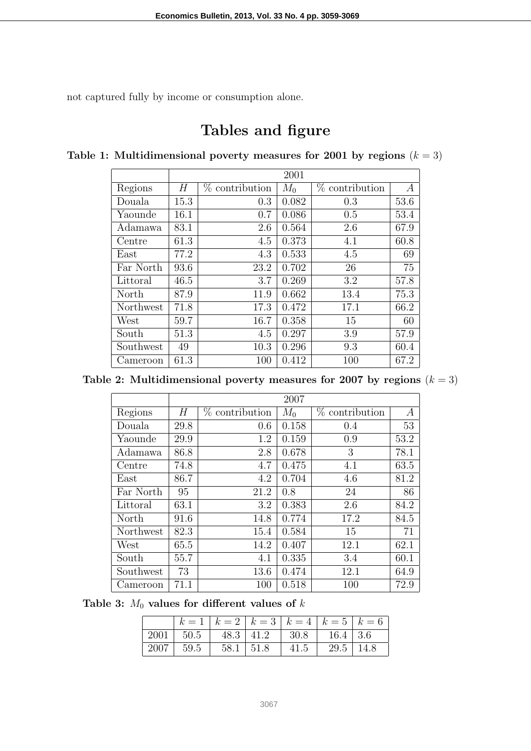not captured fully by income or consumption alone.

# Tables and figure

**Table 1: Multidimensional poverty measures for 2001 by regions** ($k = 3$)

| | 2001 | | | | |
|---|---|---|---|---|---|
| Regions | $H$ | % contribution | $M_0$ | % contribution | $A$ |
| Douala | 15.3 | 0.3 | 0.082 | 0.3 | 53.6 |
| Yaounde | 16.1 | 0.7 | 0.086 | 0.5 | 53.4 |
| Adamawa | 83.1 | 2.6 | 0.564 | 2.6 | 67.9 |
| Centre | 61.3 | 4.5 | 0.373 | 4.1 | 60.8 |
| East | 77.2 | 4.3 | 0.533 | 4.5 | 69 |
| Far North | 93.6 | 23.2 | 0.702 | 26 | 75 |
| Littoral | 46.5 | 3.7 | 0.269 | 3.2 | 57.8 |
| North | 87.9 | 11.9 | 0.662 | 13.4 | 75.3 |
| Northwest | 71.8 | 17.3 | 0.472 | 17.1 | 66.2 |
| West | 59.7 | 16.7 | 0.358 | 15 | 60 |
| South | 51.3 | 4.5 | 0.297 | 3.9 | 57.9 |
| Southwest | 49 | 10.3 | 0.296 | 9.3 | 60.4 |
| Cameroon | 61.3 | 100 | 0.412 | 100 | 67.2 |

**Table 2: Multidimensional poverty measures for 2007 by regions** ($k = 3$)

| | 2007 | | | | |
|---|---|---|---|---|---|
| Regions | $H$ | % contribution | $M_0$ | % contribution | $A$ |
| Douala | 29.8 | 0.6 | 0.158 | 0.4 | 53 |
| Yaounde | 29.9 | 1.2 | 0.159 | 0.9 | 53.2 |
| Adamawa | 86.8 | 2.8 | 0.678 | 3 | 78.1 |
| Centre | 74.8 | 4.7 | 0.475 | 4.1 | 63.5 |
| East | 86.7 | 4.2 | 0.704 | 4.6 | 81.2 |
| Far North | 95 | 21.2 | 0.8 | 24 | 86 |
| Littoral | 63.1 | 3.2 | 0.383 | 2.6 | 84.2 |
| North | 91.6 | 14.8 | 0.774 | 17.2 | 84.5 |
| Northwest | 82.3 | 15.4 | 0.584 | 15 | 71 |
| West | 65.5 | 14.2 | 0.407 | 12.1 | 62.1 |
| South | 55.7 | 4.1 | 0.335 | 3.4 | 60.1 |
| Southwest | 73 | 13.6 | 0.474 | 12.1 | 64.9 |
| Cameroon | 71.1 | 100 | 0.518 | 100 | 72.9 |

**Table 3:** $M_0$ **values for different values of** $k$

| | $k = 1$ | $k = 2$ | $k = 3$ | $k = 4$ | $k = 5$ | $k = 6$ |
|---|---|---|---|---|---|---|
| 2001 | 50.5 | 48.3 | 41.2 | 30.8 | 16.4 | 3.6 |
| 2007 | 59.5 | 58.1 | 51.8 | 41.5 | 29.5 | 14.8 |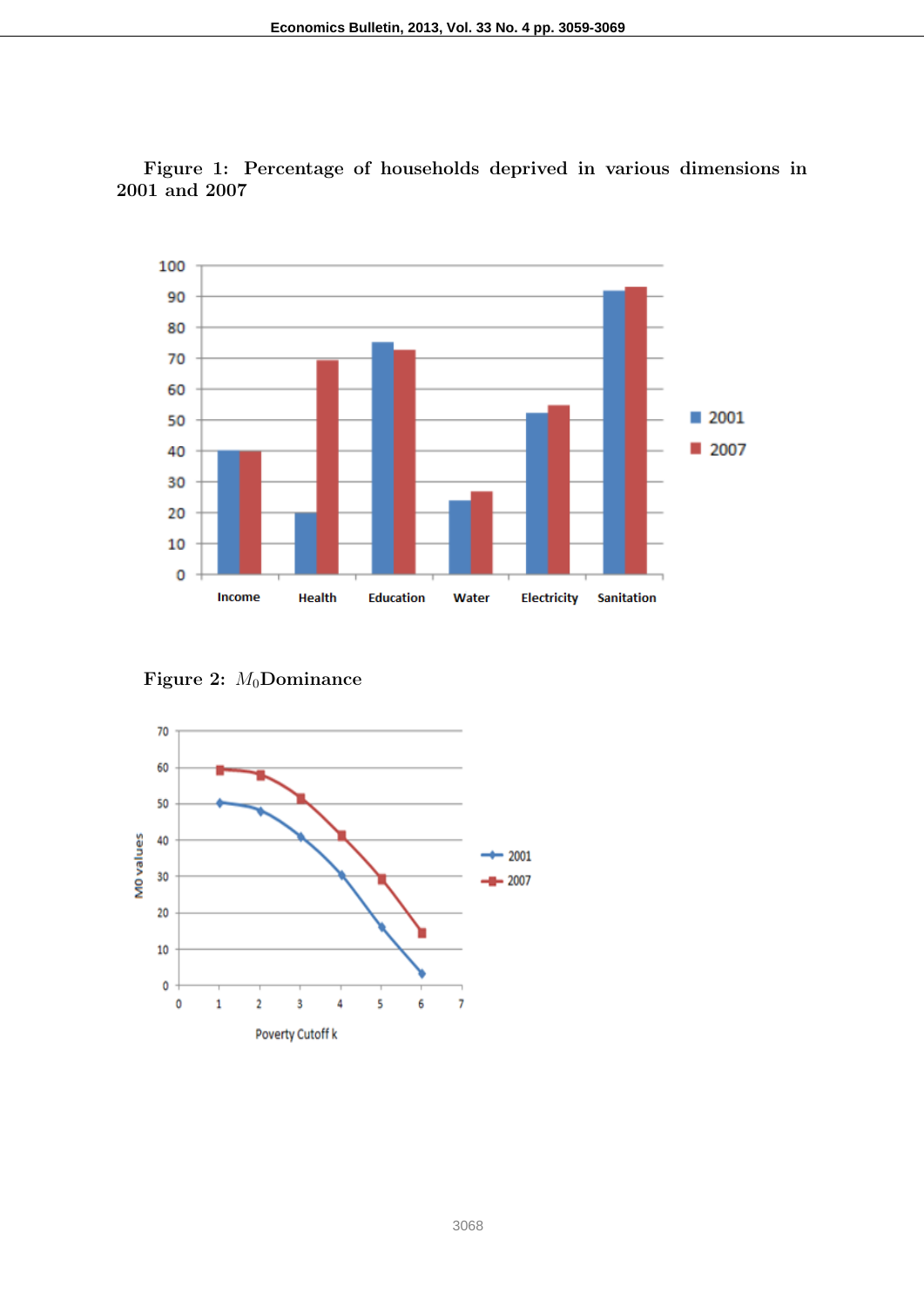Figure 1: Percentage of households deprived in various dimensions in 2001 and 2007

100
90
80
70
60
50
40
30
20
10
0

Income
Health
Education
Water
Electricity
Sanitation

2001
2007

Figure 2: $M_0$Dominance

70
60
50
40
30
20
10
0

M0 values

0
1
2
3
4
5
6
7

Poverty Cutoff k

2001
2007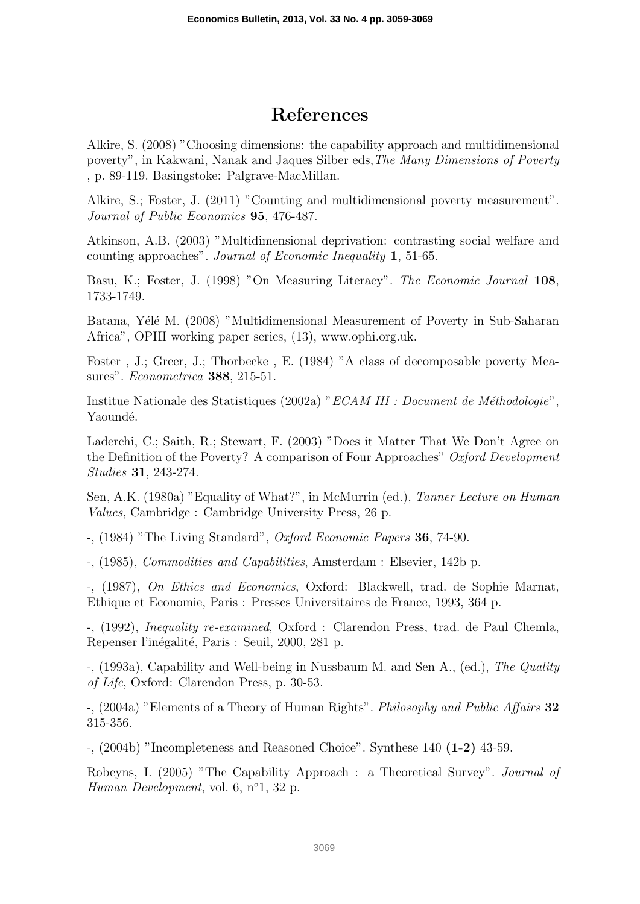# References

Alkire, S. (2008) "Choosing dimensions: the capability approach and multidimensional poverty", in Kakwani, Nanak and Jaques Silber eds,*The Many Dimensions of Poverty* , p. 89-119. Basingstoke: Palgrave-MacMillan.

Alkire, S.; Foster, J. (2011) "Counting and multidimensional poverty measurement". *Journal of Public Economics* **95**, 476-487.

Atkinson, A.B. (2003) "Multidimensional deprivation: contrasting social welfare and counting approaches". *Journal of Economic Inequality* **1**, 51-65.

Basu, K.; Foster, J. (1998) "On Measuring Literacy". *The Economic Journal* **108**, 1733-1749.

Batana, Yélé M. (2008) "Multidimensional Measurement of Poverty in Sub-Saharan Africa", OPHI working paper series, (13), www.ophi.org.uk.

Foster , J.; Greer, J.; Thorbecke , E. (1984) "A class of decomposable poverty Measures". *Econometrica* **388**, 215-51.

Institue Nationale des Statistiques (2002a) "*ECAM III : Document de Méthodologie*", Yaoundé.

Laderchi, C.; Saith, R.; Stewart, F. (2003) "Does it Matter That We Don't Agree on the Definition of the Poverty? A comparison of Four Approaches" *Oxford Development Studies* **31**, 243-274.

Sen, A.K. (1980a) "Equality of What?", in McMurrin (ed.), *Tanner Lecture on Human Values*, Cambridge : Cambridge University Press, 26 p.

-, (1984) "The Living Standard", *Oxford Economic Papers* **36**, 74-90.

-, (1985), *Commodities and Capabilities*, Amsterdam : Elsevier, 142b p.

-, (1987), *On Ethics and Economics*, Oxford: Blackwell, trad. de Sophie Marnat, Ethique et Economie, Paris : Presses Universitaires de France, 1993, 364 p.

-, (1992), *Inequality re-examined*, Oxford : Clarendon Press, trad. de Paul Chemla, Repenser l'inégalité, Paris : Seuil, 2000, 281 p.

-, (1993a), Capability and Well-being in Nussbaum M. and Sen A., (ed.), *The Quality of Life*, Oxford: Clarendon Press, p. 30-53.

-, (2004a) "Elements of a Theory of Human Rights". *Philosophy and Public Affairs* **32** 315-356.

-, (2004b) "Incompleteness and Reasoned Choice". Synthese 140 **(1-2)** 43-59.

Robeyns, I. (2005) "The Capability Approach : a Theoretical Survey". *Journal of Human Development*, vol. 6, n°1, 32 p.